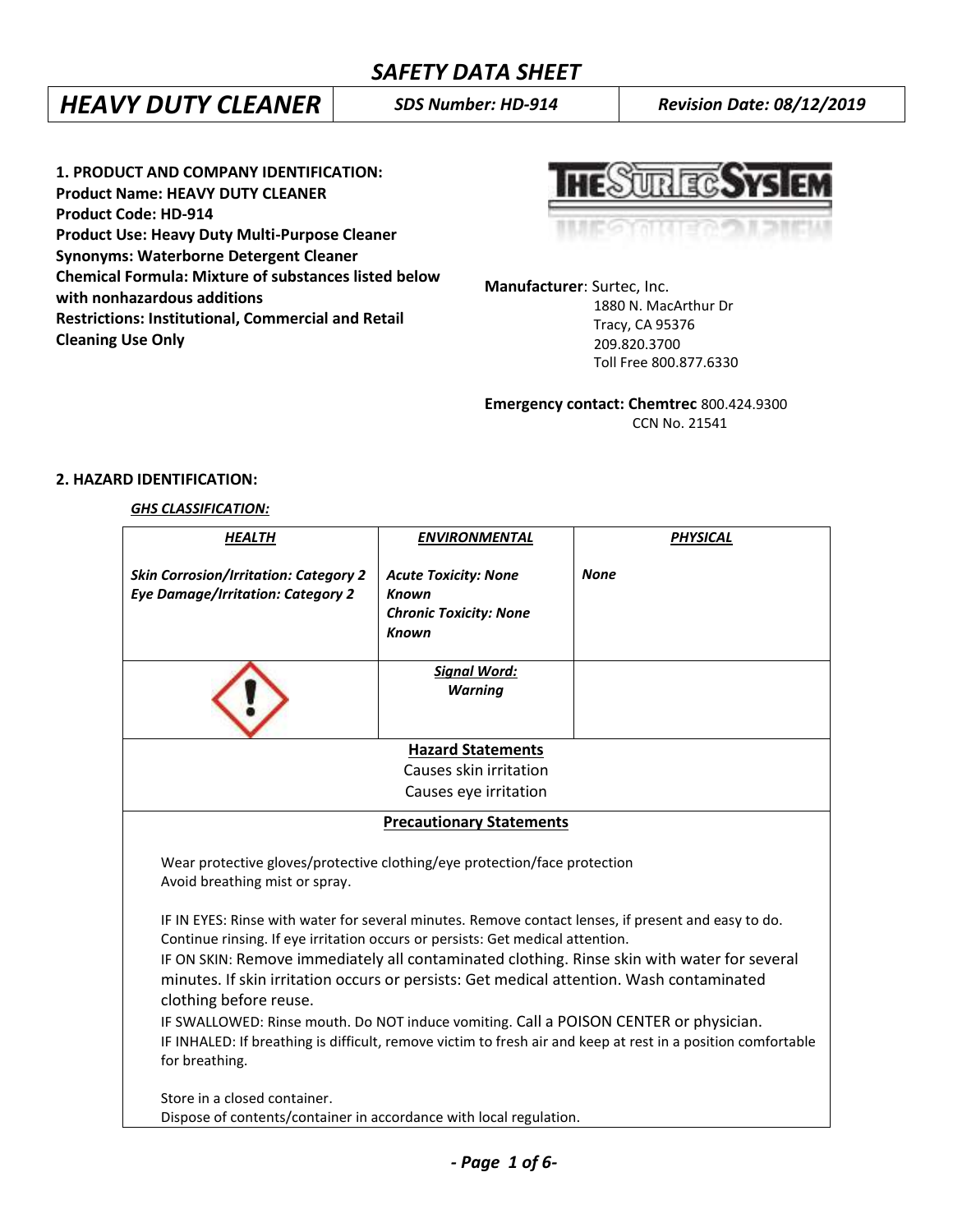# SAFETY DATA SHEET

| HEAVY DUTY CLEANER | SDS Number: HD-914 | Revision Date: 08/12/2019 |
|---|---|---|

**1. PRODUCT AND COMPANY IDENTIFICATION:**
**Product Name: HEAVY DUTY CLEANER**
**Product Code: HD-914**
**Product Use: Heavy Duty Multi-Purpose Cleaner**
**Synonyms: Waterborne Detergent Cleaner**
**Chemical Formula: Mixture of substances listed below with nonhazardous additions**
**Restrictions: Institutional, Commercial and Retail Cleaning Use Only**

THE SURTEC SYSTEM

**Manufacturer**: Surtec, Inc.
1880 N. MacArthur Dr
Tracy, CA 95376
209.820.3700
Toll Free 800.877.6330

**Emergency contact: Chemtrec** 800.424.9300
CCN No. 21541

**2. HAZARD IDENTIFICATION:**

***GHS CLASSIFICATION:***

| HEALTH | ENVIRONMENTAL | PHYSICAL |
|---|---|---|
| ***Skin Corrosion/Irritation: Category 2***<br>***Eye Damage/Irritation: Category 2*** | ***Acute Toxicity: None Known***<br>***Chronic Toxicity: None Known*** | ***None*** |
| | ***Signal Word:***<br>***Warning*** | |

**Hazard Statements**

Causes skin irritation
Causes eye irritation

**Precautionary Statements**

Wear protective gloves/protective clothing/eye protection/face protection
Avoid breathing mist or spray.

IF IN EYES: Rinse with water for several minutes. Remove contact lenses, if present and easy to do. Continue rinsing. If eye irritation occurs or persists: Get medical attention.
IF ON SKIN: Remove immediately all contaminated clothing. Rinse skin with water for several minutes. If skin irritation occurs or persists: Get medical attention. Wash contaminated clothing before reuse.
IF SWALLOWED: Rinse mouth. Do NOT induce vomiting. Call a POISON CENTER or physician.
IF INHALED: If breathing is difficult, remove victim to fresh air and keep at rest in a position comfortable for breathing.

Store in a closed container.
Dispose of contents/container in accordance with local regulation.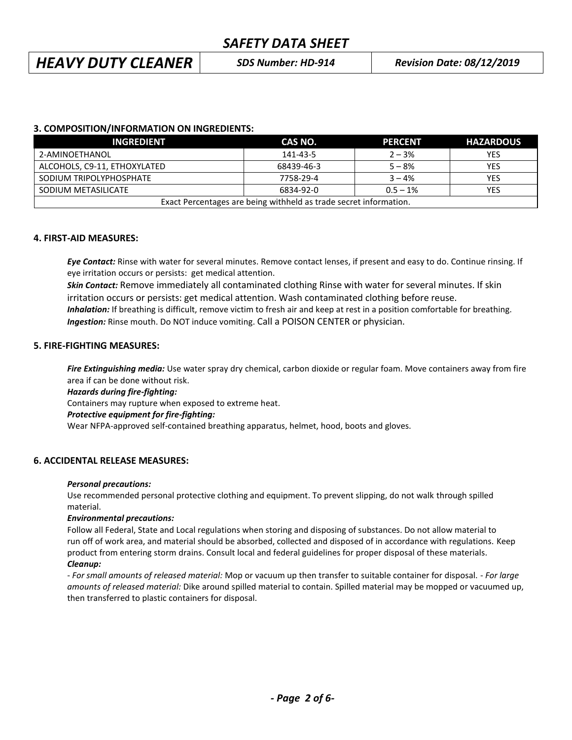## 3. COMPOSITION/INFORMATION ON INGREDIENTS:

| INGREDIENT | CAS NO. | PERCENT | HAZARDOUS |
|---|---|---|---|
| 2-AMINOETHANOL | 141-43-5 | 2 – 3% | YES |
| ALCOHOLS, C9-11, ETHOXYLATED | 68439-46-3 | 5 – 8% | YES |
| SODIUM TRIPOLYPHOSPHATE | 7758-29-4 | 3 – 4% | YES |
| SODIUM METASILICATE | 6834-92-0 | 0.5 – 1% | YES |
| Exact Percentages are being withheld as trade secret information. | | | |

## 4. FIRST-AID MEASURES:

***Eye Contact:*** Rinse with water for several minutes. Remove contact lenses, if present and easy to do. Continue rinsing. If eye irritation occurs or persists: get medical attention.

***Skin Contact:*** Remove immediately all contaminated clothing Rinse with water for several minutes. If skin irritation occurs or persists: get medical attention. Wash contaminated clothing before reuse.

***Inhalation:*** If breathing is difficult, remove victim to fresh air and keep at rest in a position comfortable for breathing.

***Ingestion:*** Rinse mouth. Do NOT induce vomiting. Call a POISON CENTER or physician.

## 5. FIRE-FIGHTING MEASURES:

***Fire Extinguishing media:*** Use water spray dry chemical, carbon dioxide or regular foam. Move containers away from fire area if can be done without risk.

***Hazards during fire-fighting:***

Containers may rupture when exposed to extreme heat.

***Protective equipment for fire-fighting:***

Wear NFPA-approved self-contained breathing apparatus, helmet, hood, boots and gloves.

## 6. ACCIDENTAL RELEASE MEASURES:

***Personal precautions:***

Use recommended personal protective clothing and equipment. To prevent slipping, do not walk through spilled material.

***Environmental precautions:***

Follow all Federal, State and Local regulations when storing and disposing of substances. Do not allow material to run off of work area, and material should be absorbed, collected and disposed of in accordance with regulations. Keep product from entering storm drains. Consult local and federal guidelines for proper disposal of these materials.

***Cleanup:***

- *For small amounts of released material:* Mop or vacuum up then transfer to suitable container for disposal. - *For large amounts of released material:* Dike around spilled material to contain. Spilled material may be mopped or vacuumed up, then transferred to plastic containers for disposal.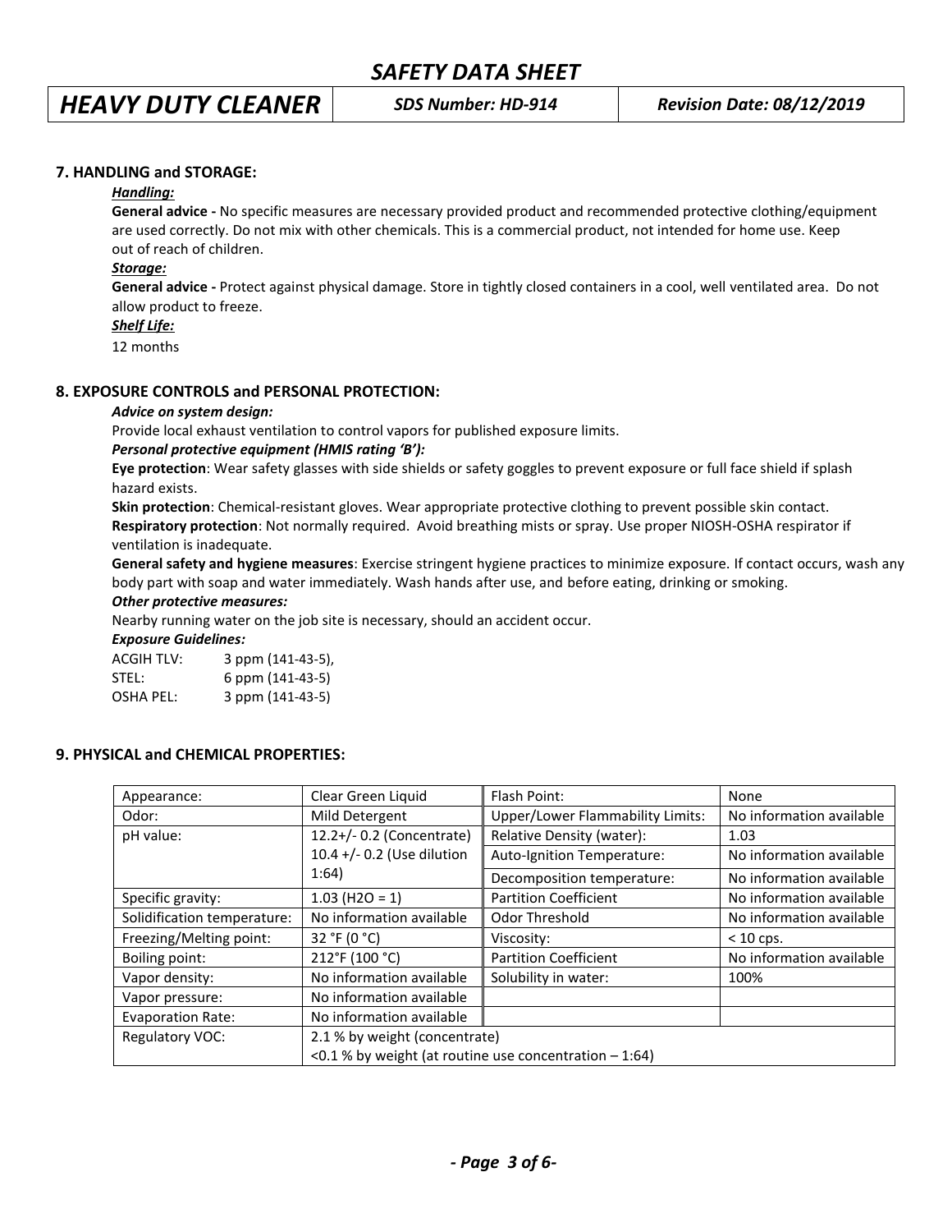## 7. HANDLING and STORAGE:

***Handling:***

**General advice -** No specific measures are necessary provided product and recommended protective clothing/equipment are used correctly. Do not mix with other chemicals. This is a commercial product, not intended for home use. Keep out of reach of children.

***Storage:***

**General advice -** Protect against physical damage. Store in tightly closed containers in a cool, well ventilated area. Do not allow product to freeze.

***Shelf Life:***

12 months

## 8. EXPOSURE CONTROLS and PERSONAL PROTECTION:

***Advice on system design:***

Provide local exhaust ventilation to control vapors for published exposure limits.

***Personal protective equipment (HMIS rating 'B'):***

**Eye protection**: Wear safety glasses with side shields or safety goggles to prevent exposure or full face shield if splash hazard exists.

**Skin protection**: Chemical-resistant gloves. Wear appropriate protective clothing to prevent possible skin contact.

**Respiratory protection**: Not normally required. Avoid breathing mists or spray. Use proper NIOSH-OSHA respirator if ventilation is inadequate.

**General safety and hygiene measures**: Exercise stringent hygiene practices to minimize exposure. If contact occurs, wash any body part with soap and water immediately. Wash hands after use, and before eating, drinking or smoking.

***Other protective measures:***

Nearby running water on the job site is necessary, should an accident occur.

***Exposure Guidelines:***

ACGIH TLV: 3 ppm (141-43-5),
STEL: 6 ppm (141-43-5)
OSHA PEL: 3 ppm (141-43-5)

## 9. PHYSICAL and CHEMICAL PROPERTIES:

| Appearance: | Clear Green Liquid | Flash Point: | None |
|---|---|---|---|
| Odor: | Mild Detergent | Upper/Lower Flammability Limits: | No information available |
| pH value: | 12.2+/- 0.2 (Concentrate) 10.4 +/- 0.2 (Use dilution 1:64) | Relative Density (water): | 1.03 |
| | | Auto-Ignition Temperature: | No information available |
| | | Decomposition temperature: | No information available |
| Specific gravity: | 1.03 ($H_2O$ = 1) | Partition Coefficient | No information available |
| Solidification temperature: | No information available | Odor Threshold | No information available |
| Freezing/Melting point: | 32 °F (0 °C) | Viscosity: | < 10 cps. |
| Boiling point: | 212°F (100 °C) | Partition Coefficient | No information available |
| Vapor density: | No information available | Solubility in water: | 100% |
| Vapor pressure: | No information available | | |
| Evaporation Rate: | No information available | | |
| Regulatory VOC: | 2.1 % by weight (concentrate) <0.1 % by weight (at routine use concentration – 1:64) | | |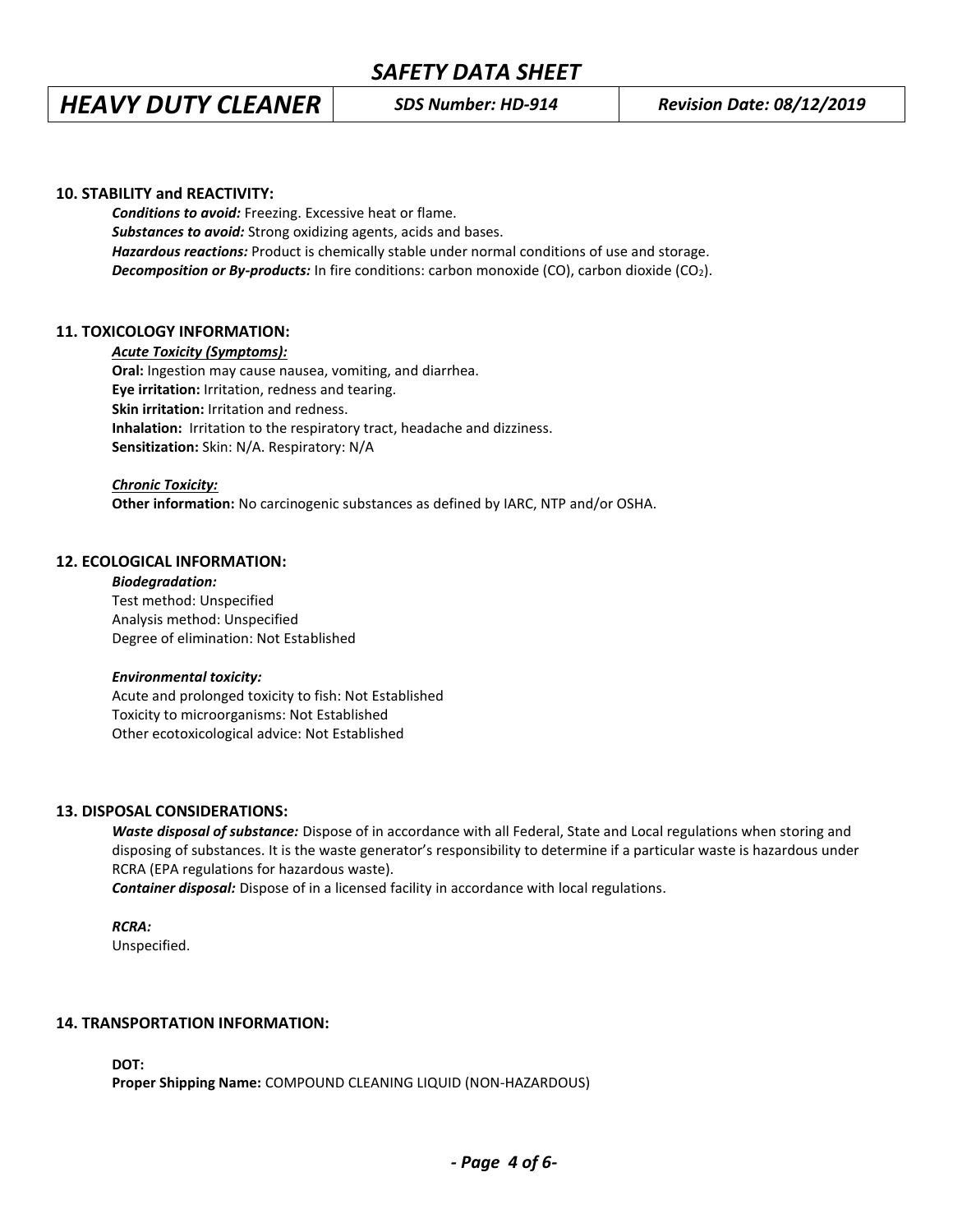## 10. STABILITY and REACTIVITY:

***Conditions to avoid:*** Freezing. Excessive heat or flame.
***Substances to avoid:*** Strong oxidizing agents, acids and bases.
***Hazardous reactions:*** Product is chemically stable under normal conditions of use and storage.
***Decomposition or By-products:*** In fire conditions: carbon monoxide (CO), carbon dioxide ($CO_2$).

## 11. TOXICOLOGY INFORMATION:

***Acute Toxicity (Symptoms):***
**Oral:** Ingestion may cause nausea, vomiting, and diarrhea.
**Eye irritation:** Irritation, redness and tearing.
**Skin irritation:** Irritation and redness.
**Inhalation:** Irritation to the respiratory tract, headache and dizziness.
**Sensitization:** Skin: N/A. Respiratory: N/A

***Chronic Toxicity:***
**Other information:** No carcinogenic substances as defined by IARC, NTP and/or OSHA.

## 12. ECOLOGICAL INFORMATION:

***Biodegradation:***
Test method: Unspecified
Analysis method: Unspecified
Degree of elimination: Not Established

***Environmental toxicity:***
Acute and prolonged toxicity to fish: Not Established
Toxicity to microorganisms: Not Established
Other ecotoxicological advice: Not Established

## 13. DISPOSAL CONSIDERATIONS:

***Waste disposal of substance:*** Dispose of in accordance with all Federal, State and Local regulations when storing and disposing of substances. It is the waste generator's responsibility to determine if a particular waste is hazardous under RCRA (EPA regulations for hazardous waste).
***Container disposal:*** Dispose of in a licensed facility in accordance with local regulations.

***RCRA:***
Unspecified.

## 14. TRANSPORTATION INFORMATION:

**DOT:**
**Proper Shipping Name:** COMPOUND CLEANING LIQUID (NON-HAZARDOUS)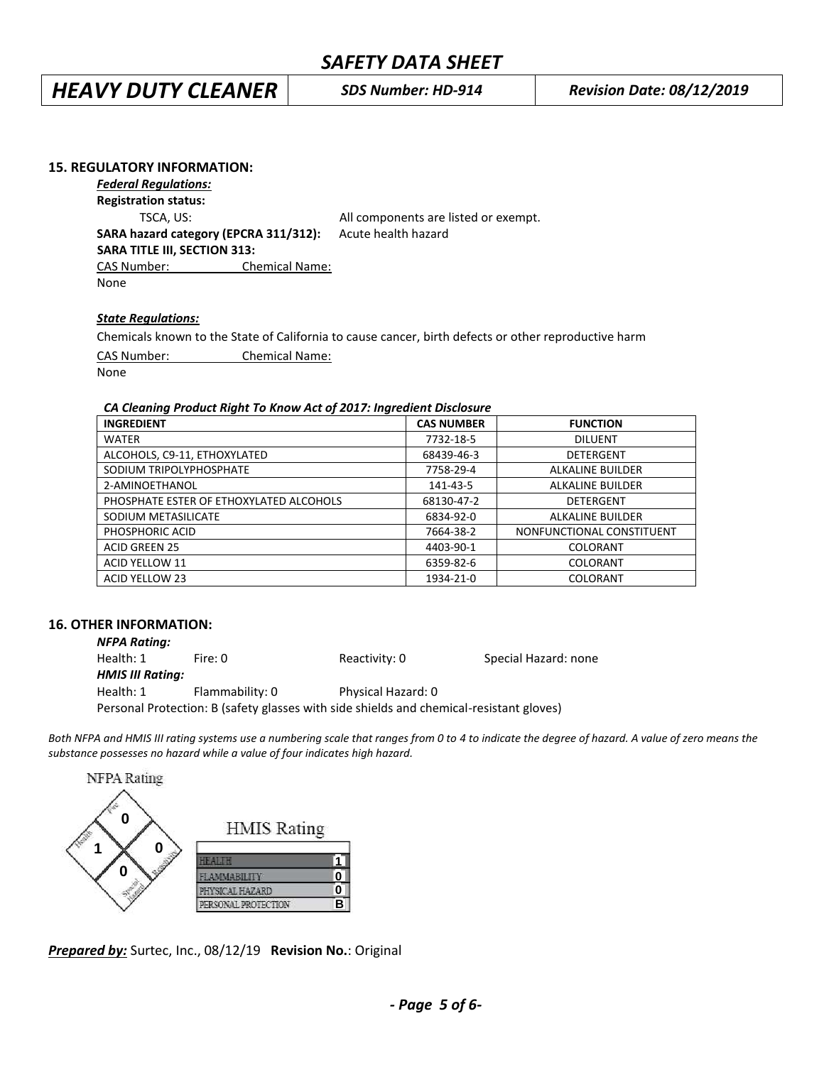## 15. REGULATORY INFORMATION:

***Federal Regulations:***

**Registration status:**

TSCA, US: All components are listed or exempt.

**SARA hazard category (EPCRA 311/312):** Acute health hazard

**SARA TITLE III, SECTION 313:**

CAS Number: Chemical Name:

None

***State Regulations:***

Chemicals known to the State of California to cause cancer, birth defects or other reproductive harm

CAS Number: Chemical Name:

None

***CA Cleaning Product Right To Know Act of 2017: Ingredient Disclosure***

| INGREDIENT | CAS NUMBER | FUNCTION |
|---|---|---|
| WATER | 7732-18-5 | DILUENT |
| ALCOHOLS, C9-11, ETHOXYLATED | 68439-46-3 | DETERGENT |
| SODIUM TRIPOLYPHOSPHATE | 7758-29-4 | ALKALINE BUILDER |
| 2-AMINOETHANOL | 141-43-5 | ALKALINE BUILDER |
| PHOSPHATE ESTER OF ETHOXYLATED ALCOHOLS | 68130-47-2 | DETERGENT |
| SODIUM METASILICATE | 6834-92-0 | ALKALINE BUILDER |
| PHOSPHORIC ACID | 7664-38-2 | NONFUNCTIONAL CONSTITUENT |
| ACID GREEN 25 | 4403-90-1 | COLORANT |
| ACID YELLOW 11 | 6359-82-6 | COLORANT |
| ACID YELLOW 23 | 1934-21-0 | COLORANT |

## 16. OTHER INFORMATION:

***NFPA Rating:***

Health: 1 Fire: 0 Reactivity: 0 Special Hazard: none

***HMIS III Rating:***

Health: 1 Flammability: 0 Physical Hazard: 0

Personal Protection: B (safety glasses with side shields and chemical-resistant gloves)

*Both NFPA and HMIS III rating systems use a numbering scale that ranges from 0 to 4 to indicate the degree of hazard. A value of zero means the substance possesses no hazard while a value of four indicates high hazard.*

NFPA Rating

| Fire | Health | Reactivity | Special Hazard |
|---|---|---|---|
| 0 | 1 | 0 | 0 |

HMIS Rating

| | |
|---|---|
| HEALTH | 1 |
| FLAMMABILITY | 0 |
| PHYSICAL HAZARD | 0 |
| PERSONAL PROTECTION | B |

***Prepared by:*** Surtec, Inc., 08/12/19 **Revision No.**: Original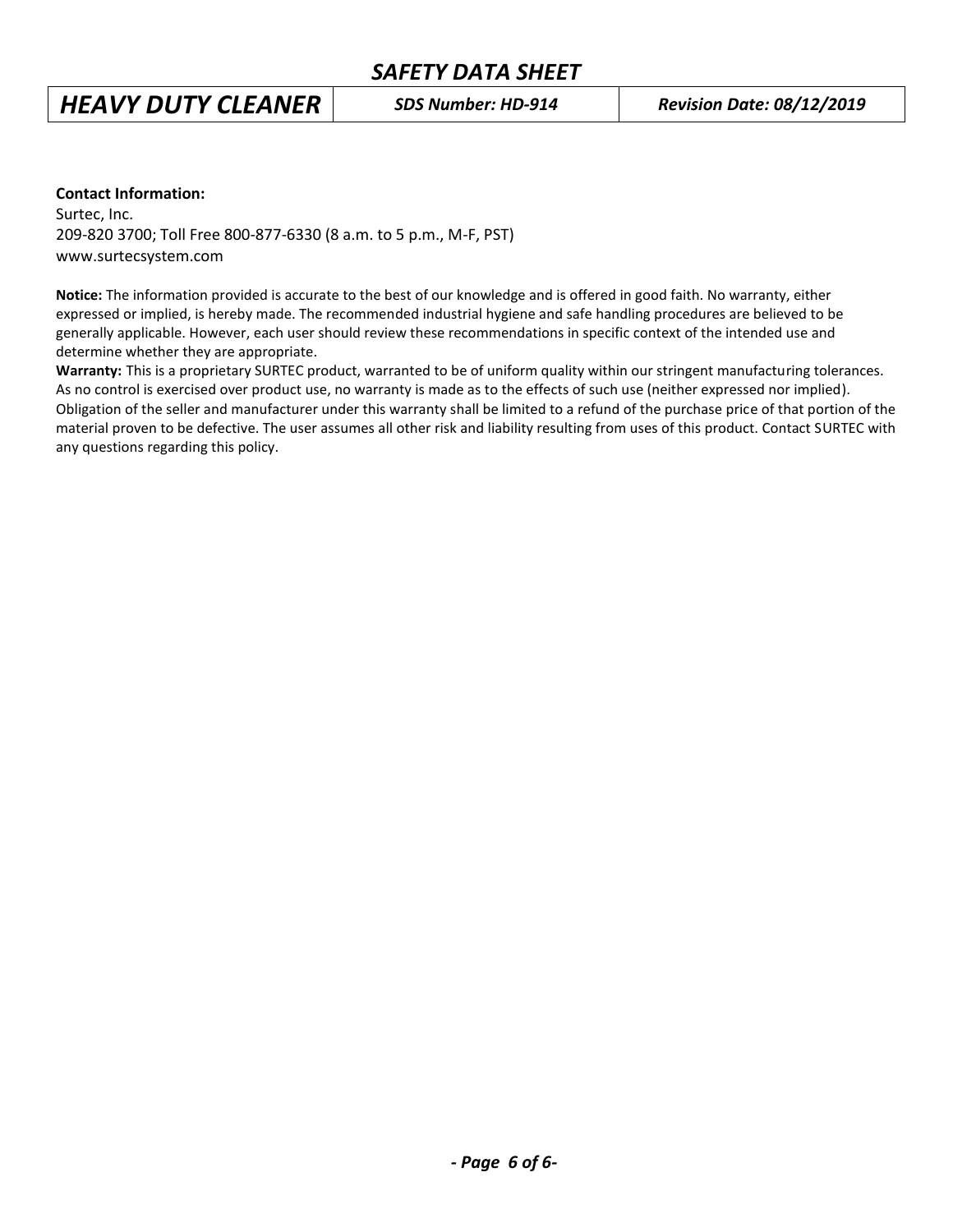**Contact Information:**
Surtec, Inc.
209-820 3700; Toll Free 800-877-6330 (8 a.m. to 5 p.m., M-F, PST)
www.surtecsystem.com

**Notice:** The information provided is accurate to the best of our knowledge and is offered in good faith. No warranty, either expressed or implied, is hereby made. The recommended industrial hygiene and safe handling procedures are believed to be generally applicable. However, each user should review these recommendations in specific context of the intended use and determine whether they are appropriate.

**Warranty:** This is a proprietary SURTEC product, warranted to be of uniform quality within our stringent manufacturing tolerances. As no control is exercised over product use, no warranty is made as to the effects of such use (neither expressed nor implied). Obligation of the seller and manufacturer under this warranty shall be limited to a refund of the purchase price of that portion of the material proven to be defective. The user assumes all other risk and liability resulting from uses of this product. Contact SURTEC with any questions regarding this policy.